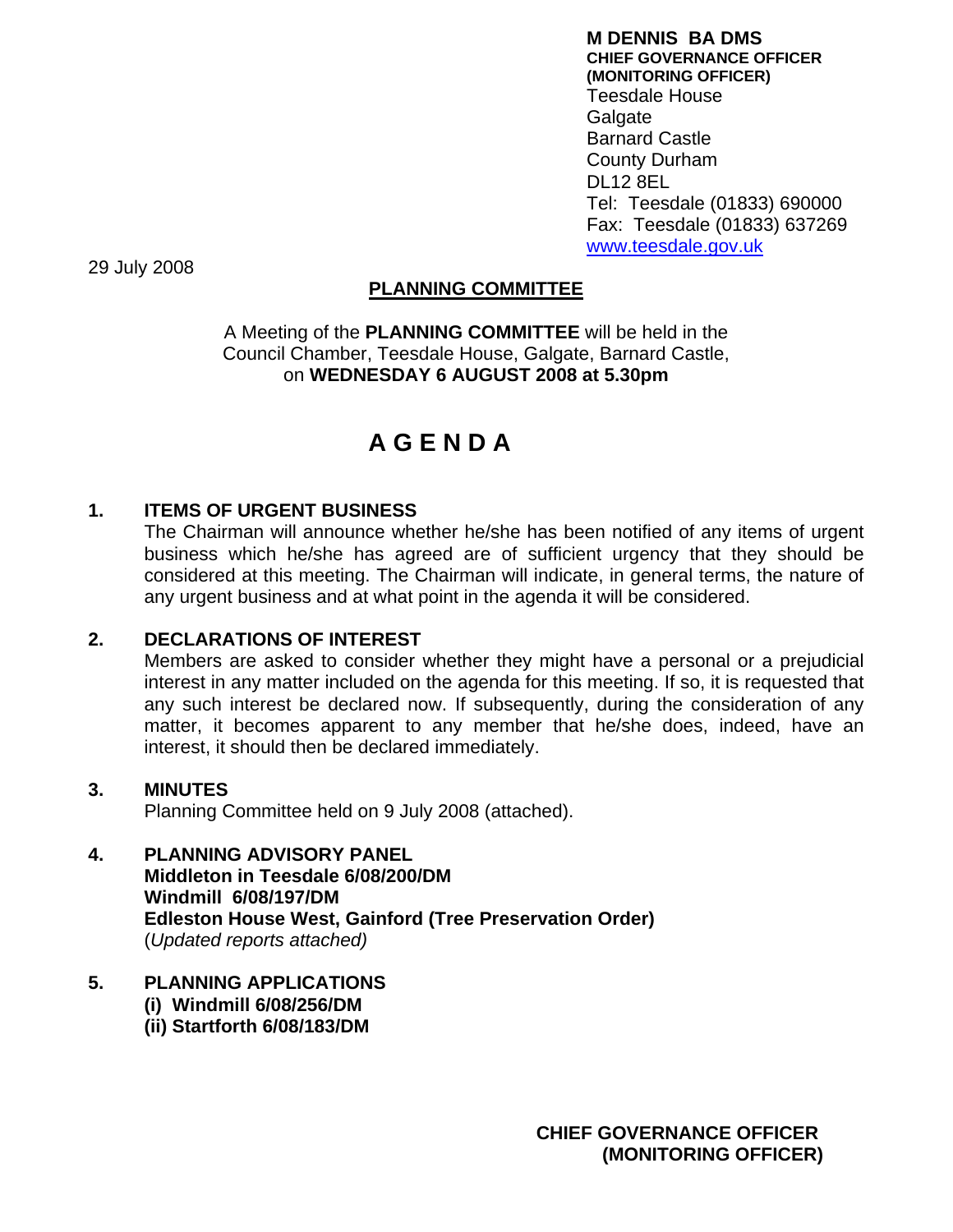**M DENNIS BA DMS**
**CHIEF GOVERNANCE OFFICER**
**(MONITORING OFFICER)**
Teesdale House
Galgate
Barnard Castle
County Durham
DL12 8EL
Tel: Teesdale (01833) 690000
Fax: Teesdale (01833) 637269
www.teesdale.gov.uk

29 July 2008

## PLANNING COMMITTEE

A Meeting of the **PLANNING COMMITTEE** will be held in the Council Chamber, Teesdale House, Galgate, Barnard Castle, on **WEDNESDAY 6 AUGUST 2008 at 5.30pm**

# A G E N D A

**1. ITEMS OF URGENT BUSINESS**

The Chairman will announce whether he/she has been notified of any items of urgent business which he/she has agreed are of sufficient urgency that they should be considered at this meeting. The Chairman will indicate, in general terms, the nature of any urgent business and at what point in the agenda it will be considered.

**2. DECLARATIONS OF INTEREST**

Members are asked to consider whether they might have a personal or a prejudicial interest in any matter included on the agenda for this meeting. If so, it is requested that any such interest be declared now. If subsequently, during the consideration of any matter, it becomes apparent to any member that he/she does, indeed, have an interest, it should then be declared immediately.

**3. MINUTES**

Planning Committee held on 9 July 2008 (attached).

**4. PLANNING ADVISORY PANEL**
**Middleton in Teesdale 6/08/200/DM**
**Windmill 6/08/197/DM**
**Edleston House West, Gainford (Tree Preservation Order)**
(*Updated reports attached)*

**5. PLANNING APPLICATIONS**
**(i) Windmill 6/08/256/DM**
**(ii) Startforth 6/08/183/DM**

**CHIEF GOVERNANCE OFFICER**
**(MONITORING OFFICER)**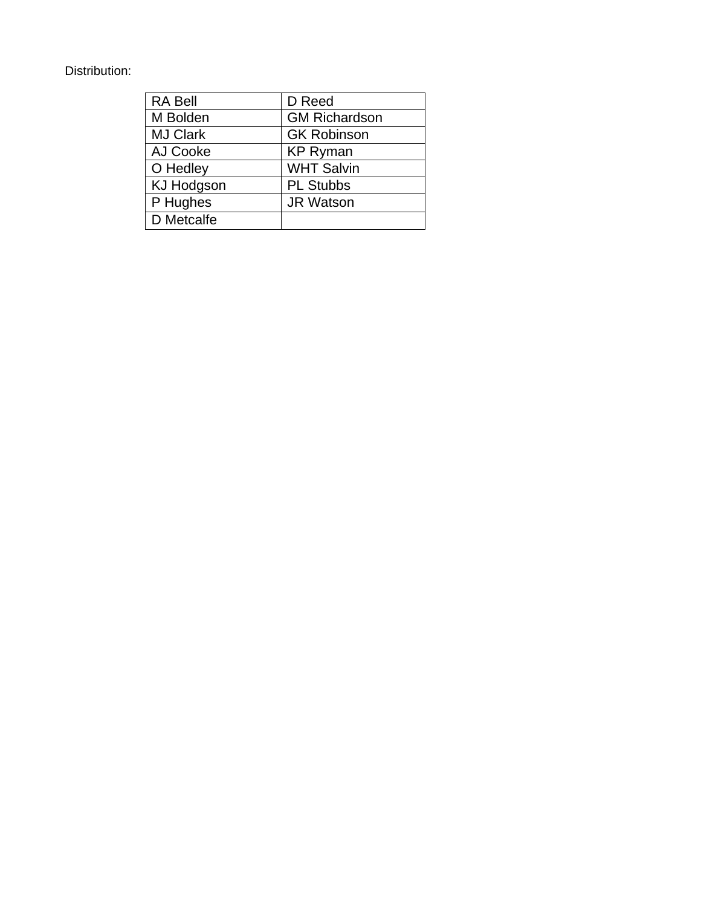Distribution:

| | |
|---|---|
| RA Bell | D Reed |
| M Bolden | GM Richardson |
| MJ Clark | GK Robinson |
| AJ Cooke | KP Ryman |
| O Hedley | WHT Salvin |
| KJ Hodgson | PL Stubbs |
| P Hughes | JR Watson |
| D Metcalfe | |